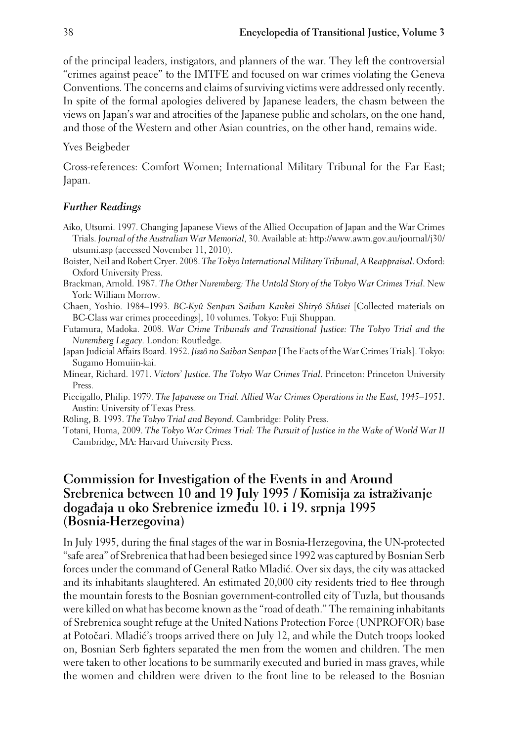of the principal leaders, instigators, and planners of the war. They left the controversial "crimes against peace" to the IMTFE and focused on war crimes violating the Geneva Conventions. The concerns and claims of surviving victims were addressed only recently. In spite of the formal apologies delivered by Japanese leaders, the chasm between the views on Japan's war and atrocities of the Japanese public and scholars, on the one hand, and those of the Western and other Asian countries, on the other hand, remains wide.

Yves Beigbeder

Cross-references: Comfort Women; International Military Tribunal for the Far East; Japan.

### *Further Readings*

Aiko, Utsumi. 1997. Changing Japanese Views of the Allied Occupation of Japan and the War Crimes Trials. *Journal of the Australian War Memorial*, 30. Available at: http://www.awm.gov.au/journal/j30/utsumi.asp (accessed November 11, 2010).

Boister, Neil and Robert Cryer. 2008. *The Tokyo International Military Tribunal, A Reappraisal*. Oxford: Oxford University Press.

Brackman, Arnold. 1987. *The Other Nuremberg: The Untold Story of the Tokyo War Crimes Trial*. New York: William Morrow.

Chaen, Yoshio. 1984–1993. *BC-Kyû Senpan Saiban Kankei Shiryô Shûsei* [Collected materials on BC-Class war crimes proceedings], 10 volumes. Tokyo: Fuji Shuppan.

Futamura, Madoka. 2008. *War Crime Tribunals and Transitional Justice: The Tokyo Trial and the Nuremberg Legacy*. London: Routledge.

Japan Judicial Affairs Board. 1952. *Jissô no Saiban Senpan* [The Facts of the War Crimes Trials]. Tokyo: Sugamo Homuiin-kai.

Minear, Richard. 1971. *Victors' Justice. The Tokyo War Crimes Trial*. Princeton: Princeton University Press.

Piccigallo, Philip. 1979. *The Japanese on Trial. Allied War Crimes Operations in the East, 1945–1951*. Austin: University of Texas Press.

Röling, B. 1993. *The Tokyo Trial and Beyond*. Cambridge: Polity Press.

Totani, Huma, 2009. *The Tokyo War Crimes Trial: The Pursuit of Justice in the Wake of World War II* Cambridge, MA: Harvard University Press.

## Commission for Investigation of the Events in and Around Srebrenica between 10 and 19 July 1995 / Komisija za istraživanje događaja u oko Srebrenice između 10. i 19. srpnja 1995 (Bosnia-Herzegovina)

In July 1995, during the final stages of the war in Bosnia-Herzegovina, the UN-protected "safe area" of Srebrenica that had been besieged since 1992 was captured by Bosnian Serb forces under the command of General Ratko Mladić. Over six days, the city was attacked and its inhabitants slaughtered. An estimated 20,000 city residents tried to flee through the mountain forests to the Bosnian government-controlled city of Tuzla, but thousands were killed on what has become known as the "road of death." The remaining inhabitants of Srebrenica sought refuge at the United Nations Protection Force (UNPROFOR) base at Potočari. Mladić's troops arrived there on July 12, and while the Dutch troops looked on, Bosnian Serb fighters separated the men from the women and children. The men were taken to other locations to be summarily executed and buried in mass graves, while the women and children were driven to the front line to be released to the Bosnian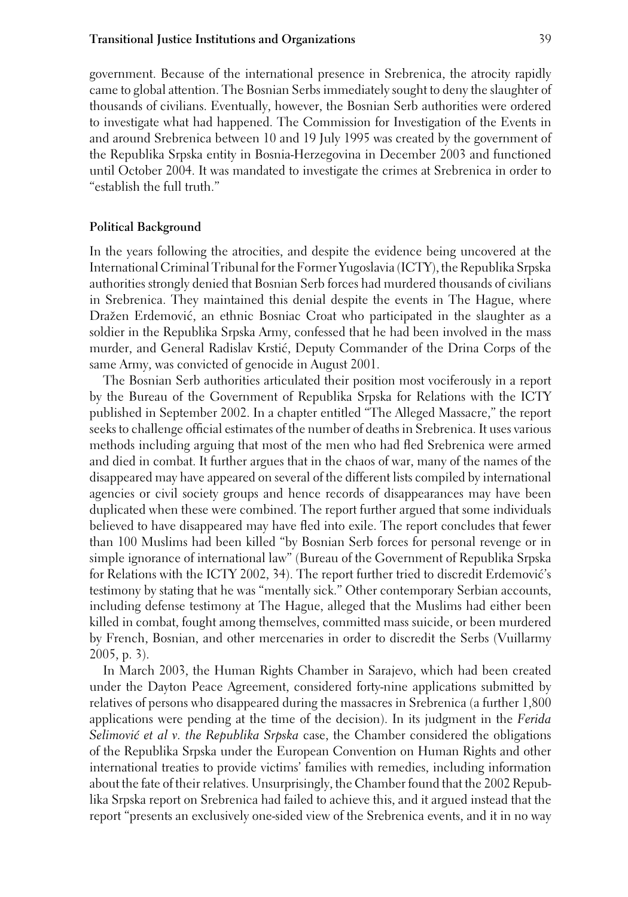government. Because of the international presence in Srebrenica, the atrocity rapidly came to global attention. The Bosnian Serbs immediately sought to deny the slaughter of thousands of civilians. Eventually, however, the Bosnian Serb authorities were ordered to investigate what had happened. The Commission for Investigation of the Events in and around Srebrenica between 10 and 19 July 1995 was created by the government of the Republika Srpska entity in Bosnia-Herzegovina in December 2003 and functioned until October 2004. It was mandated to investigate the crimes at Srebrenica in order to "establish the full truth."

### Political Background

In the years following the atrocities, and despite the evidence being uncovered at the International Criminal Tribunal for the Former Yugoslavia (ICTY), the Republika Srpska authorities strongly denied that Bosnian Serb forces had murdered thousands of civilians in Srebrenica. They maintained this denial despite the events in The Hague, where Dražen Erdemović, an ethnic Bosniac Croat who participated in the slaughter as a soldier in the Republika Srpska Army, confessed that he had been involved in the mass murder, and General Radislav Krstić, Deputy Commander of the Drina Corps of the same Army, was convicted of genocide in August 2001.

The Bosnian Serb authorities articulated their position most vociferously in a report by the Bureau of the Government of Republika Srpska for Relations with the ICTY published in September 2002. In a chapter entitled "The Alleged Massacre," the report seeks to challenge official estimates of the number of deaths in Srebrenica. It uses various methods including arguing that most of the men who had fled Srebrenica were armed and died in combat. It further argues that in the chaos of war, many of the names of the disappeared may have appeared on several of the different lists compiled by international agencies or civil society groups and hence records of disappearances may have been duplicated when these were combined. The report further argued that some individuals believed to have disappeared may have fled into exile. The report concludes that fewer than 100 Muslims had been killed "by Bosnian Serb forces for personal revenge or in simple ignorance of international law" (Bureau of the Government of Republika Srpska for Relations with the ICTY 2002, 34). The report further tried to discredit Erdemović's testimony by stating that he was "mentally sick." Other contemporary Serbian accounts, including defense testimony at The Hague, alleged that the Muslims had either been killed in combat, fought among themselves, committed mass suicide, or been murdered by French, Bosnian, and other mercenaries in order to discredit the Serbs (Vuillarmy 2005, p. 3).

In March 2003, the Human Rights Chamber in Sarajevo, which had been created under the Dayton Peace Agreement, considered forty-nine applications submitted by relatives of persons who disappeared during the massacres in Srebrenica (a further 1,800 applications were pending at the time of the decision). In its judgment in the *Ferida Selimović et al v. the Republika Srpska* case, the Chamber considered the obligations of the Republika Srpska under the European Convention on Human Rights and other international treaties to provide victims' families with remedies, including information about the fate of their relatives. Unsurprisingly, the Chamber found that the 2002 Republika Srpska report on Srebrenica had failed to achieve this, and it argued instead that the report "presents an exclusively one-sided view of the Srebrenica events, and it in no way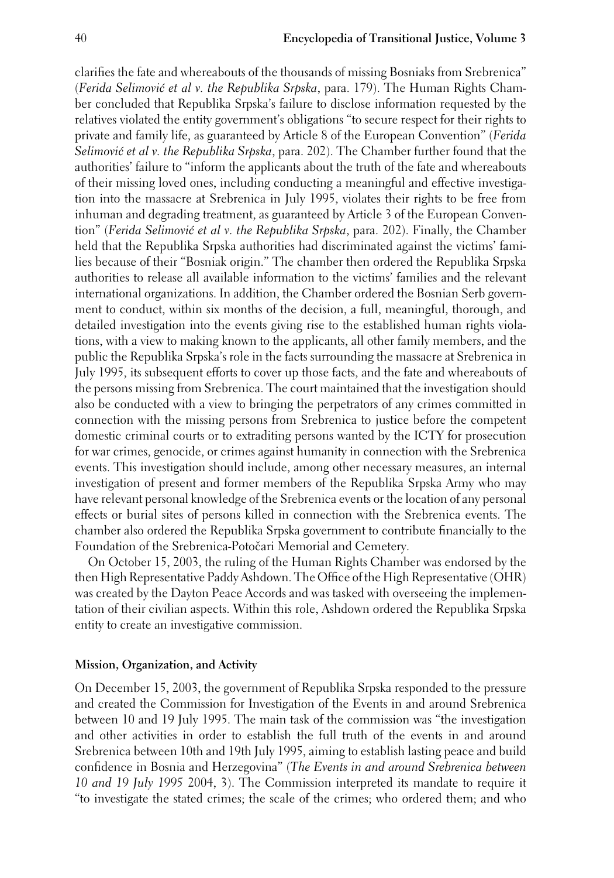clarifies the fate and whereabouts of the thousands of missing Bosniaks from Srebrenica" (*Ferida Selimović et al v. the Republika Srpska*, para. 179). The Human Rights Chamber concluded that Republika Srpska's failure to disclose information requested by the relatives violated the entity government's obligations "to secure respect for their rights to private and family life, as guaranteed by Article 8 of the European Convention" (*Ferida Selimović et al v. the Republika Srpska*, para. 202). The Chamber further found that the authorities' failure to "inform the applicants about the truth of the fate and whereabouts of their missing loved ones, including conducting a meaningful and effective investigation into the massacre at Srebrenica in July 1995, violates their rights to be free from inhuman and degrading treatment, as guaranteed by Article 3 of the European Convention" (*Ferida Selimović et al v. the Republika Srpska*, para. 202). Finally, the Chamber held that the Republika Srpska authorities had discriminated against the victims' families because of their "Bosniak origin." The chamber then ordered the Republika Srpska authorities to release all available information to the victims' families and the relevant international organizations. In addition, the Chamber ordered the Bosnian Serb government to conduct, within six months of the decision, a full, meaningful, thorough, and detailed investigation into the events giving rise to the established human rights violations, with a view to making known to the applicants, all other family members, and the public the Republika Srpska's role in the facts surrounding the massacre at Srebrenica in July 1995, its subsequent efforts to cover up those facts, and the fate and whereabouts of the persons missing from Srebrenica. The court maintained that the investigation should also be conducted with a view to bringing the perpetrators of any crimes committed in connection with the missing persons from Srebrenica to justice before the competent domestic criminal courts or to extraditing persons wanted by the ICTY for prosecution for war crimes, genocide, or crimes against humanity in connection with the Srebrenica events. This investigation should include, among other necessary measures, an internal investigation of present and former members of the Republika Srpska Army who may have relevant personal knowledge of the Srebrenica events or the location of any personal effects or burial sites of persons killed in connection with the Srebrenica events. The chamber also ordered the Republika Srpska government to contribute financially to the Foundation of the Srebrenica-Potočari Memorial and Cemetery.

On October 15, 2003, the ruling of the Human Rights Chamber was endorsed by the then High Representative Paddy Ashdown. The Office of the High Representative (OHR) was created by the Dayton Peace Accords and was tasked with overseeing the implementation of their civilian aspects. Within this role, Ashdown ordered the Republika Srpska entity to create an investigative commission.

#### Mission, Organization, and Activity

On December 15, 2003, the government of Republika Srpska responded to the pressure and created the Commission for Investigation of the Events in and around Srebrenica between 10 and 19 July 1995. The main task of the commission was "the investigation and other activities in order to establish the full truth of the events in and around Srebrenica between 10th and 19th July 1995, aiming to establish lasting peace and build confidence in Bosnia and Herzegovina" (*The Events in and around Srebrenica between 10 and 19 July 1995* 2004, 3). The Commission interpreted its mandate to require it "to investigate the stated crimes; the scale of the crimes; who ordered them; and who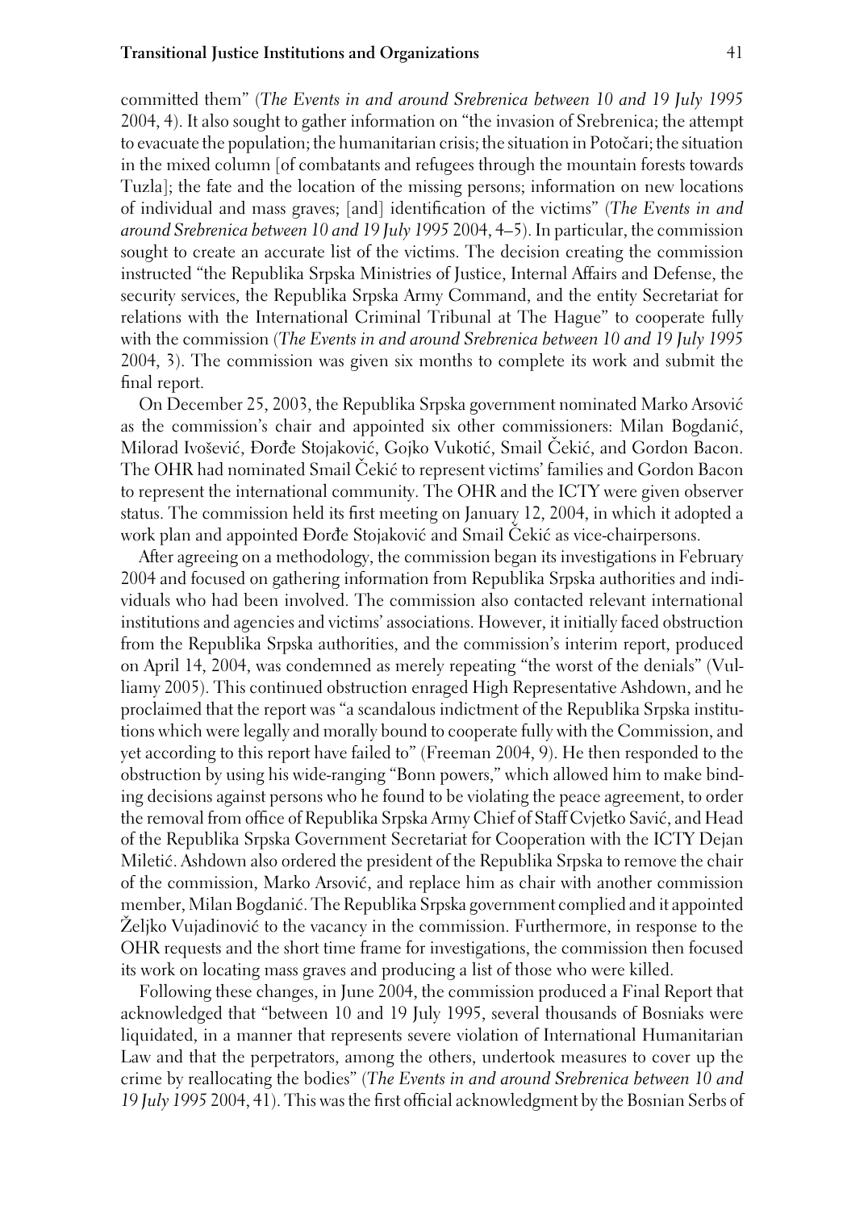committed them" (*The Events in and around Srebrenica between 10 and 19 July 1995* 2004, 4). It also sought to gather information on "the invasion of Srebrenica; the attempt to evacuate the population; the humanitarian crisis; the situation in Potočari; the situation in the mixed column [of combatants and refugees through the mountain forests towards Tuzla]; the fate and the location of the missing persons; information on new locations of individual and mass graves; [and] identification of the victims" (*The Events in and around Srebrenica between 10 and 19 July 1995* 2004, 4–5). In particular, the commission sought to create an accurate list of the victims. The decision creating the commission instructed "the Republika Srpska Ministries of Justice, Internal Affairs and Defense, the security services, the Republika Srpska Army Command, and the entity Secretariat for relations with the International Criminal Tribunal at The Hague" to cooperate fully with the commission (*The Events in and around Srebrenica between 10 and 19 July 1995* 2004, 3). The commission was given six months to complete its work and submit the final report.

On December 25, 2003, the Republika Srpska government nominated Marko Arsović as the commission's chair and appointed six other commissioners: Milan Bogdanić, Milorad Ivošević, Đorđe Stojaković, Gojko Vukotić, Smail Čekić, and Gordon Bacon. The OHR had nominated Smail Čekić to represent victims' families and Gordon Bacon to represent the international community. The OHR and the ICTY were given observer status. The commission held its first meeting on January 12, 2004, in which it adopted a work plan and appointed Đorđe Stojaković and Smail Čekić as vice-chairpersons.

After agreeing on a methodology, the commission began its investigations in February 2004 and focused on gathering information from Republika Srpska authorities and individuals who had been involved. The commission also contacted relevant international institutions and agencies and victims' associations. However, it initially faced obstruction from the Republika Srpska authorities, and the commission's interim report, produced on April 14, 2004, was condemned as merely repeating "the worst of the denials" (Vulliamy 2005). This continued obstruction enraged High Representative Ashdown, and he proclaimed that the report was "a scandalous indictment of the Republika Srpska institutions which were legally and morally bound to cooperate fully with the Commission, and yet according to this report have failed to" (Freeman 2004, 9). He then responded to the obstruction by using his wide-ranging "Bonn powers," which allowed him to make binding decisions against persons who he found to be violating the peace agreement, to order the removal from office of Republika Srpska Army Chief of Staff Cvjetko Savić, and Head of the Republika Srpska Government Secretariat for Cooperation with the ICTY Dejan Miletić. Ashdown also ordered the president of the Republika Srpska to remove the chair of the commission, Marko Arsović, and replace him as chair with another commission member, Milan Bogdanić. The Republika Srpska government complied and it appointed Željko Vujadinović to the vacancy in the commission. Furthermore, in response to the OHR requests and the short time frame for investigations, the commission then focused its work on locating mass graves and producing a list of those who were killed.

Following these changes, in June 2004, the commission produced a Final Report that acknowledged that "between 10 and 19 July 1995, several thousands of Bosniaks were liquidated, in a manner that represents severe violation of International Humanitarian Law and that the perpetrators, among the others, undertook measures to cover up the crime by reallocating the bodies" (*The Events in and around Srebrenica between 10 and 19 July 1995* 2004, 41). This was the first official acknowledgment by the Bosnian Serbs of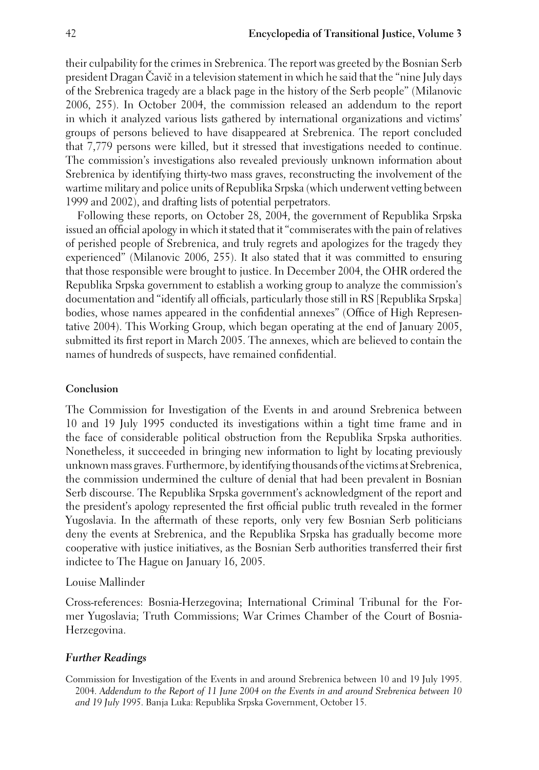their culpability for the crimes in Srebrenica. The report was greeted by the Bosnian Serb president Dragan Čavič in a television statement in which he said that the "nine July days of the Srebrenica tragedy are a black page in the history of the Serb people" (Milanovic 2006, 255). In October 2004, the commission released an addendum to the report in which it analyzed various lists gathered by international organizations and victims' groups of persons believed to have disappeared at Srebrenica. The report concluded that 7,779 persons were killed, but it stressed that investigations needed to continue. The commission's investigations also revealed previously unknown information about Srebrenica by identifying thirty-two mass graves, reconstructing the involvement of the wartime military and police units of Republika Srpska (which underwent vetting between 1999 and 2002), and drafting lists of potential perpetrators.

Following these reports, on October 28, 2004, the government of Republika Srpska issued an official apology in which it stated that it "commiserates with the pain of relatives of perished people of Srebrenica, and truly regrets and apologizes for the tragedy they experienced" (Milanovic 2006, 255). It also stated that it was committed to ensuring that those responsible were brought to justice. In December 2004, the OHR ordered the Republika Srpska government to establish a working group to analyze the commission's documentation and "identify all officials, particularly those still in RS [Republika Srpska] bodies, whose names appeared in the confidential annexes" (Office of High Representative 2004). This Working Group, which began operating at the end of January 2005, submitted its first report in March 2005. The annexes, which are believed to contain the names of hundreds of suspects, have remained confidential.

### Conclusion

The Commission for Investigation of the Events in and around Srebrenica between 10 and 19 July 1995 conducted its investigations within a tight time frame and in the face of considerable political obstruction from the Republika Srpska authorities. Nonetheless, it succeeded in bringing new information to light by locating previously unknown mass graves. Furthermore, by identifying thousands of the victims at Srebrenica, the commission undermined the culture of denial that had been prevalent in Bosnian Serb discourse. The Republika Srpska government's acknowledgment of the report and the president's apology represented the first official public truth revealed in the former Yugoslavia. In the aftermath of these reports, only very few Bosnian Serb politicians deny the events at Srebrenica, and the Republika Srpska has gradually become more cooperative with justice initiatives, as the Bosnian Serb authorities transferred their first indictee to The Hague on January 16, 2005.

Louise Mallinder

Cross-references: Bosnia-Herzegovina; International Criminal Tribunal for the Former Yugoslavia; Truth Commissions; War Crimes Chamber of the Court of Bosnia-Herzegovina.

### *Further Readings*

Commission for Investigation of the Events in and around Srebrenica between 10 and 19 July 1995. 2004. *Addendum to the Report of 11 June 2004 on the Events in and around Srebrenica between 10 and 19 July 1995*. Banja Luka: Republika Srpska Government, October 15.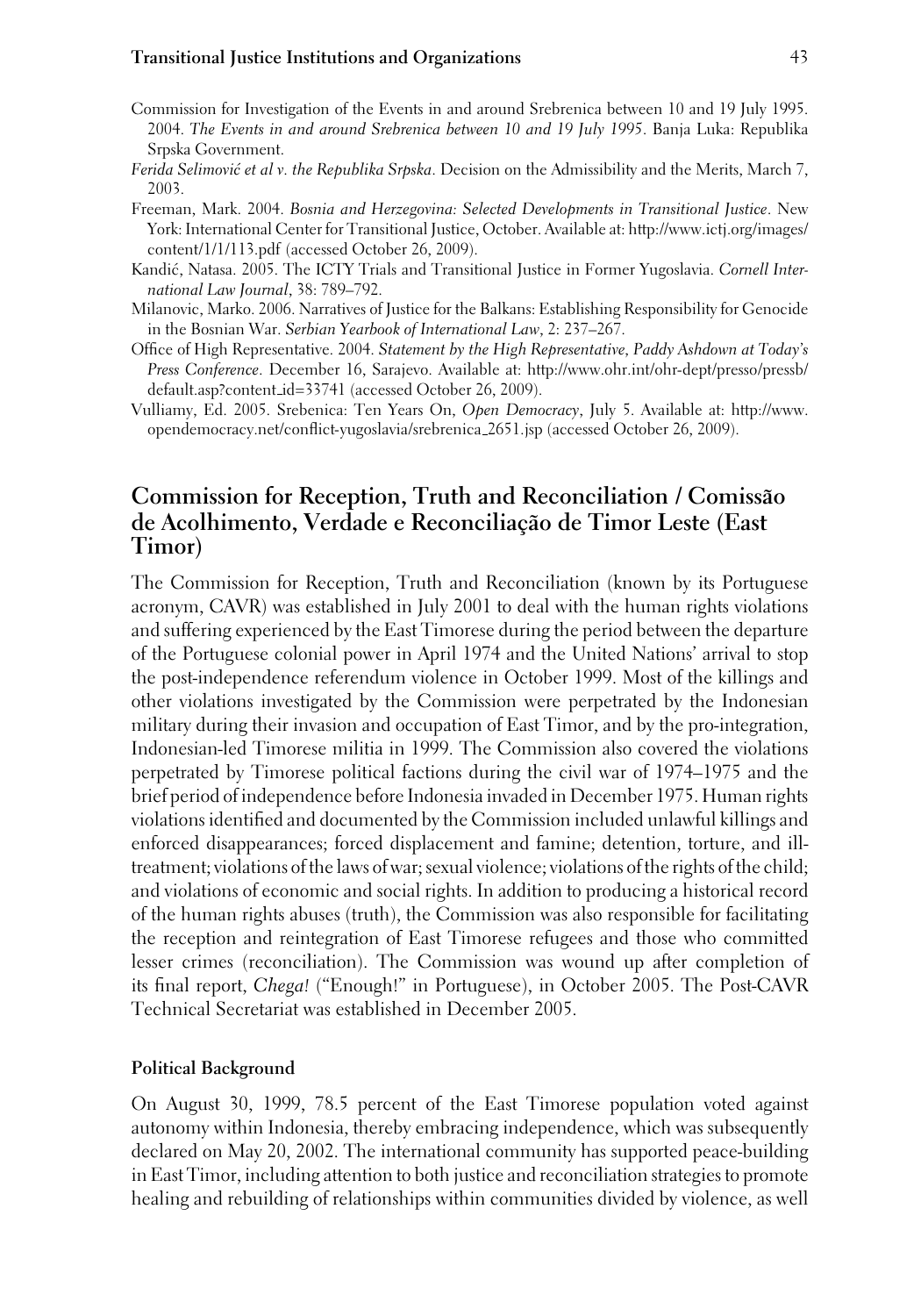Commission for Investigation of the Events in and around Srebrenica between 10 and 19 July 1995. 2004. *The Events in and around Srebrenica between 10 and 19 July 1995*. Banja Luka: Republika Srpska Government.

*Ferida Selimović et al v. the Republika Srpska*. Decision on the Admissibility and the Merits, March 7, 2003.

Freeman, Mark. 2004. *Bosnia and Herzegovina: Selected Developments in Transitional Justice*. New York: International Center for Transitional Justice, October. Available at: http://www.ictj.org/images/content/1/1/113.pdf (accessed October 26, 2009).

Kandić, Natasa. 2005. The ICTY Trials and Transitional Justice in Former Yugoslavia. *Cornell International Law Journal*, 38: 789–792.

Milanovic, Marko. 2006. Narratives of Justice for the Balkans: Establishing Responsibility for Genocide in the Bosnian War. *Serbian Yearbook of International Law*, 2: 237–267.

Office of High Representative. 2004. *Statement by the High Representative, Paddy Ashdown at Today's Press Conference*. December 16, Sarajevo. Available at: http://www.ohr.int/ohr-dept/presso/pressb/default.asp?content_id=33741 (accessed October 26, 2009).

Vulliamy, Ed. 2005. Srebenica: Ten Years On, *Open Democracy*, July 5. Available at: http://www.opendemocracy.net/conflict-yugoslavia/srebrenica_2651.jsp (accessed October 26, 2009).

## Commission for Reception, Truth and Reconciliation / Comissão de Acolhimento, Verdade e Reconciliação de Timor Leste (East Timor)

The Commission for Reception, Truth and Reconciliation (known by its Portuguese acronym, CAVR) was established in July 2001 to deal with the human rights violations and suffering experienced by the East Timorese during the period between the departure of the Portuguese colonial power in April 1974 and the United Nations' arrival to stop the post-independence referendum violence in October 1999. Most of the killings and other violations investigated by the Commission were perpetrated by the Indonesian military during their invasion and occupation of East Timor, and by the pro-integration, Indonesian-led Timorese militia in 1999. The Commission also covered the violations perpetrated by Timorese political factions during the civil war of 1974–1975 and the brief period of independence before Indonesia invaded in December 1975. Human rights violations identified and documented by the Commission included unlawful killings and enforced disappearances; forced displacement and famine; detention, torture, and ill-treatment; violations of the laws of war; sexual violence; violations of the rights of the child; and violations of economic and social rights. In addition to producing a historical record of the human rights abuses (truth), the Commission was also responsible for facilitating the reception and reintegration of East Timorese refugees and those who committed lesser crimes (reconciliation). The Commission was wound up after completion of its final report, *Chega!* ("Enough!" in Portuguese), in October 2005. The Post-CAVR Technical Secretariat was established in December 2005.

### Political Background

On August 30, 1999, 78.5 percent of the East Timorese population voted against autonomy within Indonesia, thereby embracing independence, which was subsequently declared on May 20, 2002. The international community has supported peace-building in East Timor, including attention to both justice and reconciliation strategies to promote healing and rebuilding of relationships within communities divided by violence, as well